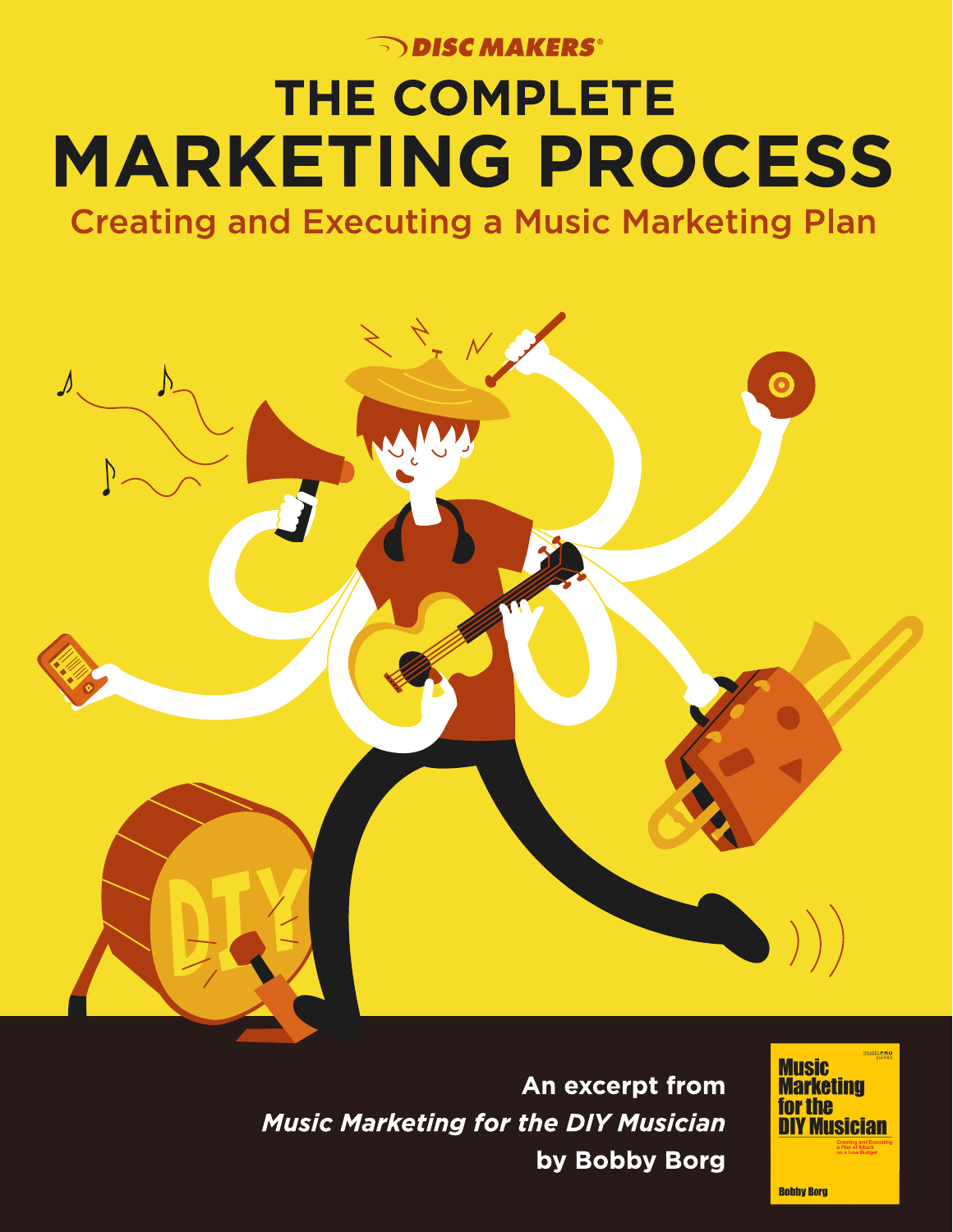DISC MAKERS®

# THE COMPLETE MARKETING PROCESS

## Creating and Executing a Music Marketing Plan

An excerpt from
*Music Marketing for the DIY Musician*
by Bobby Borg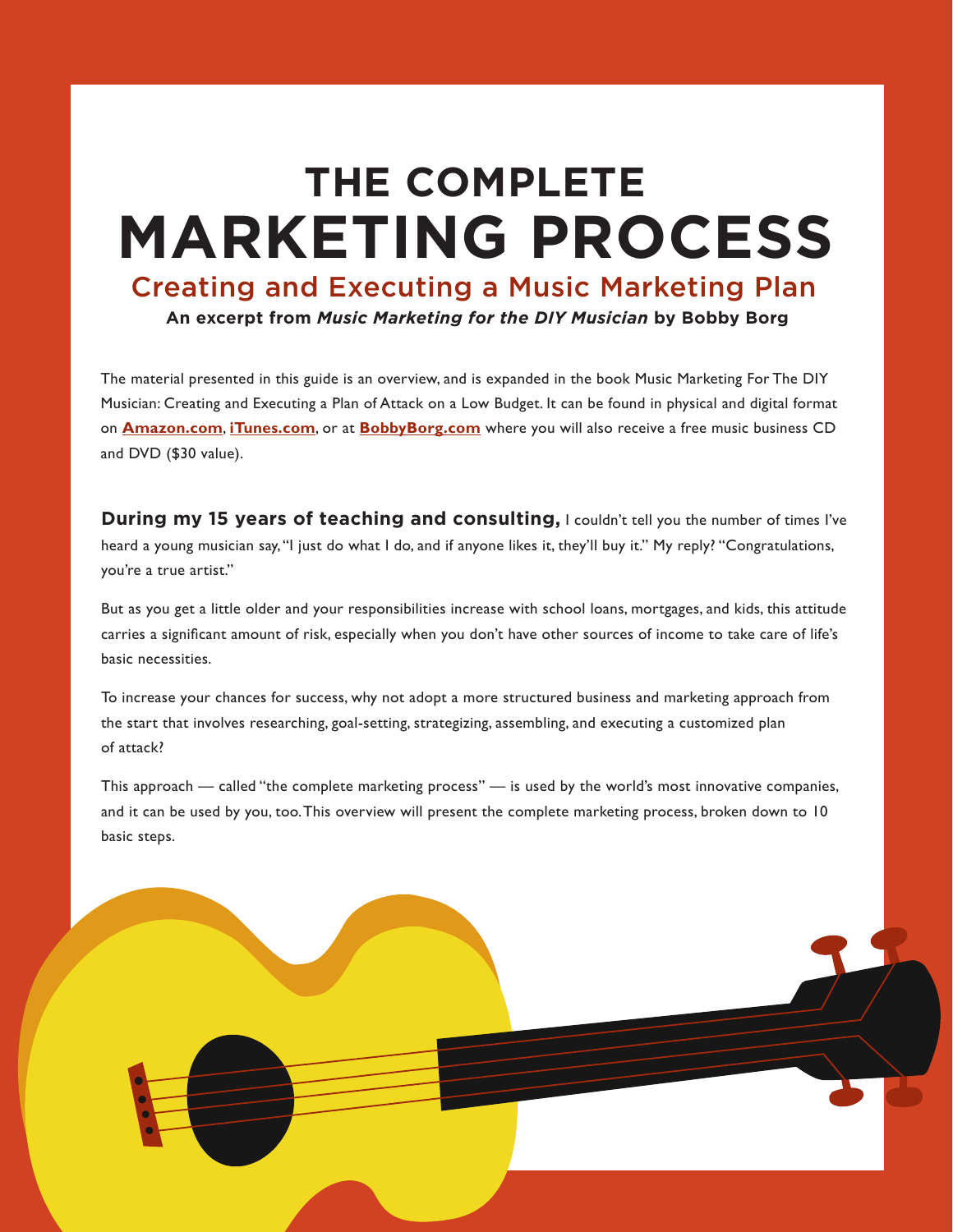# THE COMPLETE
# MARKETING PROCESS

## Creating and Executing a Music Marketing Plan

**An excerpt from *Music Marketing for the DIY Musician* by Bobby Borg**

The material presented in this guide is an overview, and is expanded in the book Music Marketing For The DIY Musician: Creating and Executing a Plan of Attack on a Low Budget. It can be found in physical and digital format on **Amazon.com**, **iTunes.com**, or at **BobbyBorg.com** where you will also receive a free music business CD and DVD ($30 value).

**During my 15 years of teaching and consulting,** I couldn't tell you the number of times I've heard a young musician say, "I just do what I do, and if anyone likes it, they'll buy it." My reply? "Congratulations, you're a true artist."

But as you get a little older and your responsibilities increase with school loans, mortgages, and kids, this attitude carries a significant amount of risk, especially when you don't have other sources of income to take care of life's basic necessities.

To increase your chances for success, why not adopt a more structured business and marketing approach from the start that involves researching, goal-setting, strategizing, assembling, and executing a customized plan of attack?

This approach — called "the complete marketing process" — is used by the world's most innovative companies, and it can be used by you, too. This overview will present the complete marketing process, broken down to 10 basic steps.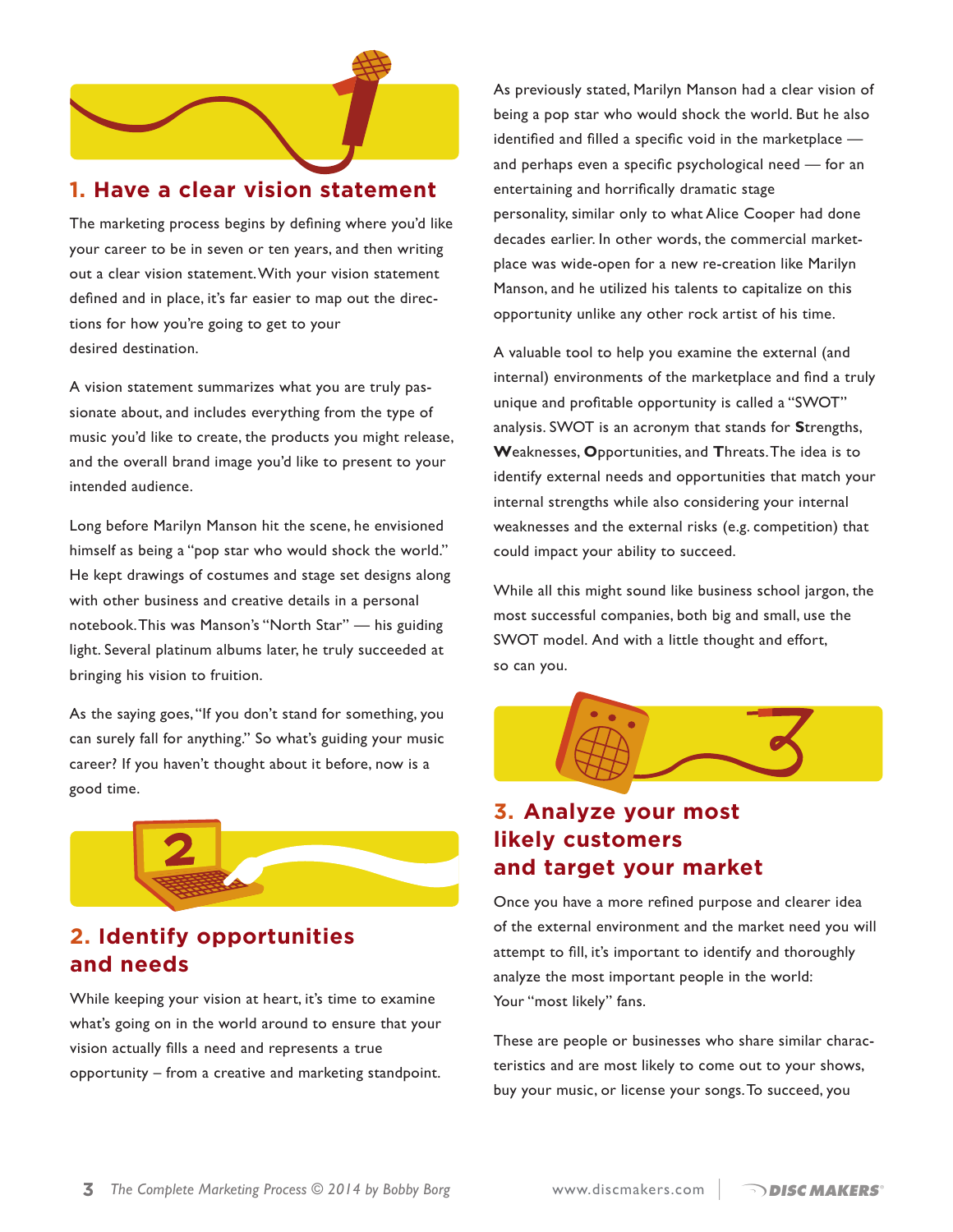## 1. Have a clear vision statement

The marketing process begins by defining where you'd like your career to be in seven or ten years, and then writing out a clear vision statement. With your vision statement defined and in place, it's far easier to map out the directions for how you're going to get to your desired destination.

A vision statement summarizes what you are truly passionate about, and includes everything from the type of music you'd like to create, the products you might release, and the overall brand image you'd like to present to your intended audience.

Long before Marilyn Manson hit the scene, he envisioned himself as being a "pop star who would shock the world." He kept drawings of costumes and stage set designs along with other business and creative details in a personal notebook. This was Manson's "North Star" — his guiding light. Several platinum albums later, he truly succeeded at bringing his vision to fruition.

As the saying goes, "If you don't stand for something, you can surely fall for anything." So what's guiding your music career? If you haven't thought about it before, now is a good time.

## 2. Identify opportunities and needs

While keeping your vision at heart, it's time to examine what's going on in the world around to ensure that your vision actually fills a need and represents a true opportunity – from a creative and marketing standpoint.

As previously stated, Marilyn Manson had a clear vision of being a pop star who would shock the world. But he also identified and filled a specific void in the marketplace — and perhaps even a specific psychological need — for an entertaining and horrifically dramatic stage personality, similar only to what Alice Cooper had done decades earlier. In other words, the commercial marketplace was wide-open for a new re-creation like Marilyn Manson, and he utilized his talents to capitalize on this opportunity unlike any other rock artist of his time.

A valuable tool to help you examine the external (and internal) environments of the marketplace and find a truly unique and profitable opportunity is called a "SWOT" analysis. SWOT is an acronym that stands for **S**trengths, **W**eaknesses, **O**pportunities, and **T**hreats. The idea is to identify external needs and opportunities that match your internal strengths while also considering your internal weaknesses and the external risks (e.g. competition) that could impact your ability to succeed.

While all this might sound like business school jargon, the most successful companies, both big and small, use the SWOT model. And with a little thought and effort, so can you.

## 3. Analyze your most likely customers and target your market

Once you have a more refined purpose and clearer idea of the external environment and the market need you will attempt to fill, it's important to identify and thoroughly analyze the most important people in the world: Your "most likely" fans.

These are people or businesses who share similar characteristics and are most likely to come out to your shows, buy your music, or license your songs. To succeed, you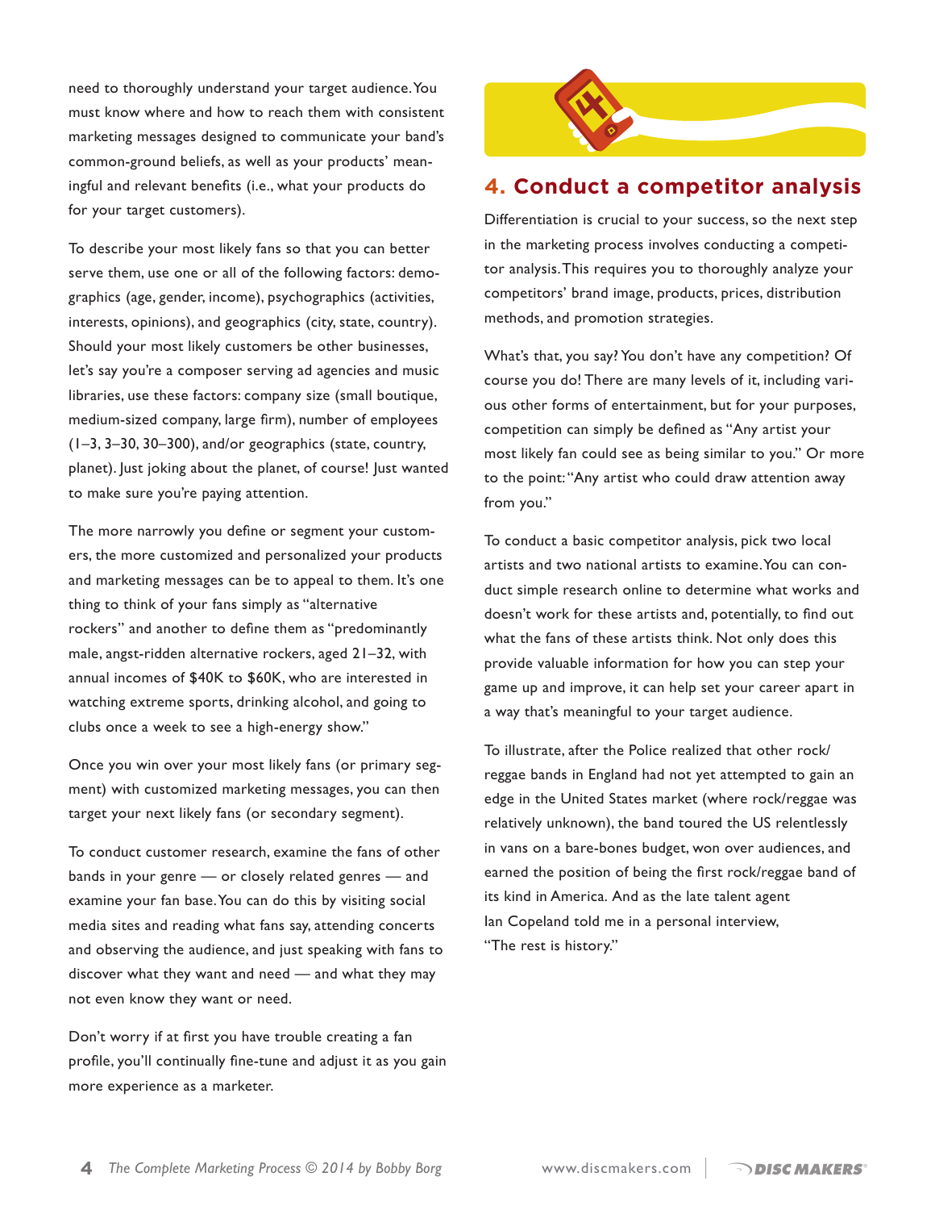need to thoroughly understand your target audience. You must know where and how to reach them with consistent marketing messages designed to communicate your band's common-ground beliefs, as well as your products' meaningful and relevant benefits (i.e., what your products do for your target customers).

To describe your most likely fans so that you can better serve them, use one or all of the following factors: demographics (age, gender, income), psychographics (activities, interests, opinions), and geographics (city, state, country). Should your most likely customers be other businesses, let's say you're a composer serving ad agencies and music libraries, use these factors: company size (small boutique, medium-sized company, large firm), number of employees (1–3, 3–30, 30–300), and/or geographics (state, country, planet). Just joking about the planet, of course! Just wanted to make sure you're paying attention.

The more narrowly you define or segment your customers, the more customized and personalized your products and marketing messages can be to appeal to them. It's one thing to think of your fans simply as "alternative rockers" and another to define them as "predominantly male, angst-ridden alternative rockers, aged 21–32, with annual incomes of $40K to $60K, who are interested in watching extreme sports, drinking alcohol, and going to clubs once a week to see a high-energy show."

Once you win over your most likely fans (or primary segment) with customized marketing messages, you can then target your next likely fans (or secondary segment).

To conduct customer research, examine the fans of other bands in your genre — or closely related genres — and examine your fan base. You can do this by visiting social media sites and reading what fans say, attending concerts and observing the audience, and just speaking with fans to discover what they want and need — and what they may not even know they want or need.

Don't worry if at first you have trouble creating a fan profile, you'll continually fine-tune and adjust it as you gain more experience as a marketer.

## 4. Conduct a competitor analysis

Differentiation is crucial to your success, so the next step in the marketing process involves conducting a competitor analysis. This requires you to thoroughly analyze your competitors' brand image, products, prices, distribution methods, and promotion strategies.

What's that, you say? You don't have any competition? Of course you do! There are many levels of it, including various other forms of entertainment, but for your purposes, competition can simply be defined as "Any artist your most likely fan could see as being similar to you." Or more to the point: "Any artist who could draw attention away from you."

To conduct a basic competitor analysis, pick two local artists and two national artists to examine. You can conduct simple research online to determine what works and doesn't work for these artists and, potentially, to find out what the fans of these artists think. Not only does this provide valuable information for how you can step your game up and improve, it can help set your career apart in a way that's meaningful to your target audience.

To illustrate, after the Police realized that other rock/reggae bands in England had not yet attempted to gain an edge in the United States market (where rock/reggae was relatively unknown), the band toured the US relentlessly in vans on a bare-bones budget, won over audiences, and earned the position of being the first rock/reggae band of its kind in America. And as the late talent agent Ian Copeland told me in a personal interview, "The rest is history."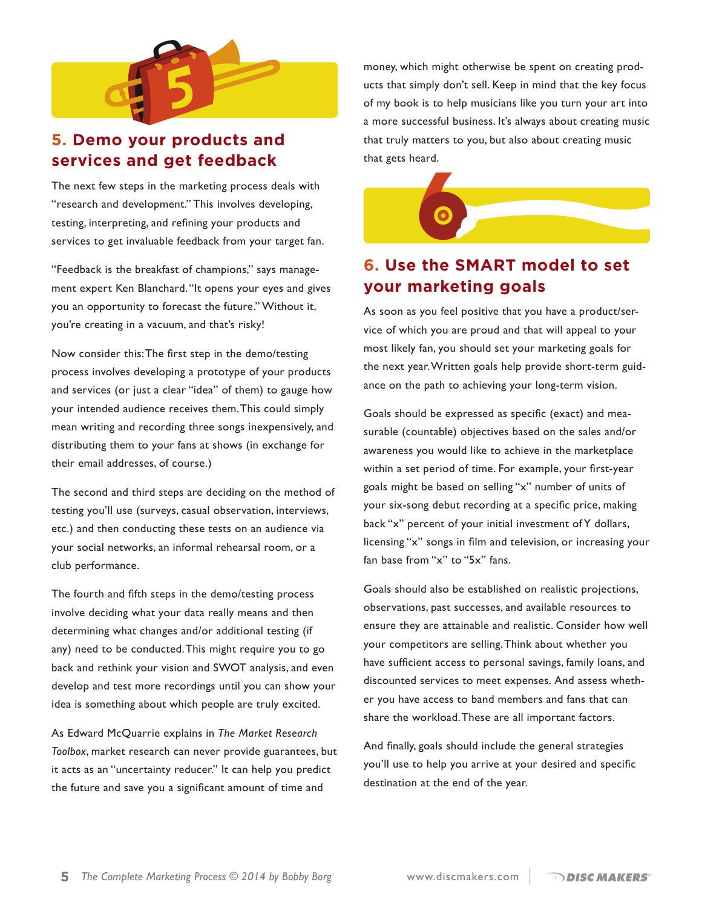## 5. Demo your products and services and get feedback

The next few steps in the marketing process deals with "research and development." This involves developing, testing, interpreting, and refining your products and services to get invaluable feedback from your target fan.

"Feedback is the breakfast of champions," says management expert Ken Blanchard. "It opens your eyes and gives you an opportunity to forecast the future." Without it, you're creating in a vacuum, and that's risky!

Now consider this: The first step in the demo/testing process involves developing a prototype of your products and services (or just a clear "idea" of them) to gauge how your intended audience receives them. This could simply mean writing and recording three songs inexpensively, and distributing them to your fans at shows (in exchange for their email addresses, of course.)

The second and third steps are deciding on the method of testing you'll use (surveys, casual observation, interviews, etc.) and then conducting these tests on an audience via your social networks, an informal rehearsal room, or a club performance.

The fourth and fifth steps in the demo/testing process involve deciding what your data really means and then determining what changes and/or additional testing (if any) need to be conducted. This might require you to go back and rethink your vision and SWOT analysis, and even develop and test more recordings until you can show your idea is something about which people are truly excited.

As Edward McQuarrie explains in *The Market Research Toolbox*, market research can never provide guarantees, but it acts as an "uncertainty reducer." It can help you predict the future and save you a significant amount of time and money, which might otherwise be spent on creating products that simply don't sell. Keep in mind that the key focus of my book is to help musicians like you turn your art into a more successful business. It's always about creating music that truly matters to you, but also about creating music that gets heard.

## 6. Use the SMART model to set your marketing goals

As soon as you feel positive that you have a product/service of which you are proud and that will appeal to your most likely fan, you should set your marketing goals for the next year. Written goals help provide short-term guidance on the path to achieving your long-term vision.

Goals should be expressed as specific (exact) and measurable (countable) objectives based on the sales and/or awareness you would like to achieve in the marketplace within a set period of time. For example, your first-year goals might be based on selling "x" number of units of your six-song debut recording at a specific price, making back "x" percent of your initial investment of Y dollars, licensing "x" songs in film and television, or increasing your fan base from "x" to "5x" fans.

Goals should also be established on realistic projections, observations, past successes, and available resources to ensure they are attainable and realistic. Consider how well your competitors are selling. Think about whether you have sufficient access to personal savings, family loans, and discounted services to meet expenses. And assess whether you have access to band members and fans that can share the workload. These are all important factors.

And finally, goals should include the general strategies you'll use to help you arrive at your desired and specific destination at the end of the year.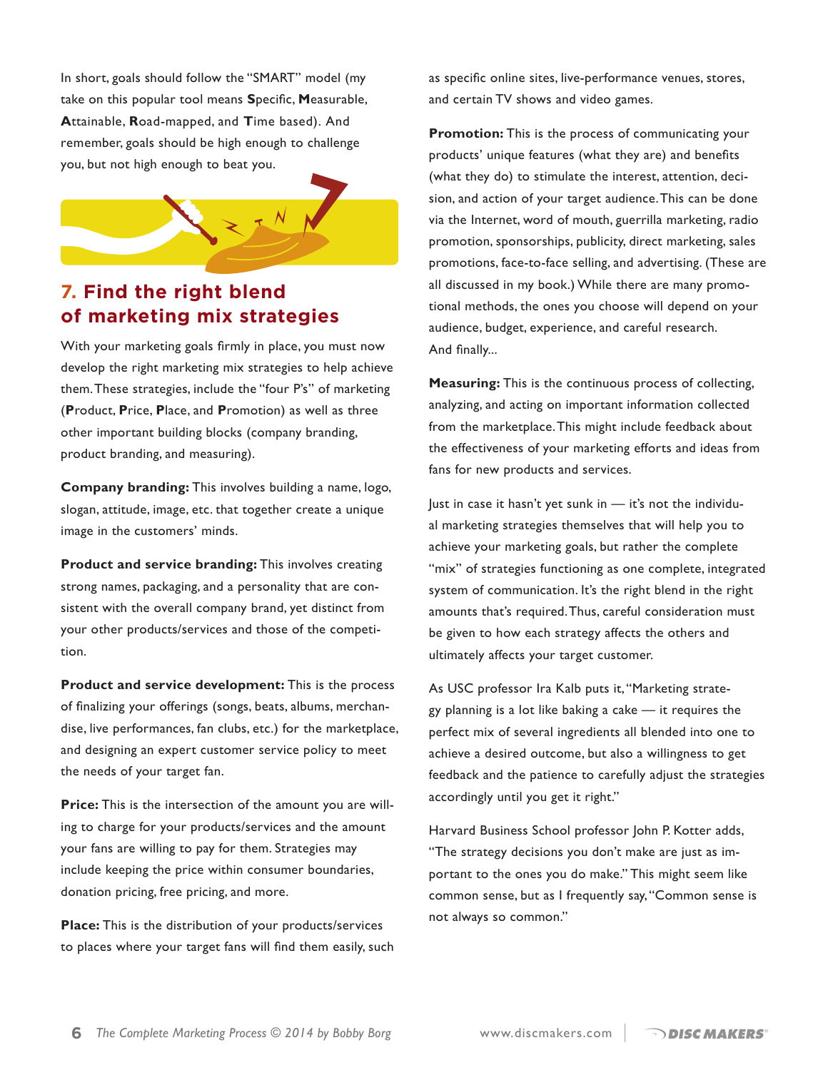In short, goals should follow the "SMART" model (my take on this popular tool means **S**pecific, **M**easurable, **A**ttainable, **R**oad-mapped, and **T**ime based). And remember, goals should be high enough to challenge you, but not high enough to beat you.

## 7. Find the right blend of marketing mix strategies

With your marketing goals firmly in place, you must now develop the right marketing mix strategies to help achieve them. These strategies, include the "four P's" of marketing (**P**roduct, **P**rice, **P**lace, and **P**romotion) as well as three other important building blocks (company branding, product branding, and measuring).

**Company branding:** This involves building a name, logo, slogan, attitude, image, etc. that together create a unique image in the customers' minds.

**Product and service branding:** This involves creating strong names, packaging, and a personality that are consistent with the overall company brand, yet distinct from your other products/services and those of the competition.

**Product and service development:** This is the process of finalizing your offerings (songs, beats, albums, merchandise, live performances, fan clubs, etc.) for the marketplace, and designing an expert customer service policy to meet the needs of your target fan.

**Price:** This is the intersection of the amount you are willing to charge for your products/services and the amount your fans are willing to pay for them. Strategies may include keeping the price within consumer boundaries, donation pricing, free pricing, and more.

**Place:** This is the distribution of your products/services to places where your target fans will find them easily, such as specific online sites, live-performance venues, stores, and certain TV shows and video games.

**Promotion:** This is the process of communicating your products' unique features (what they are) and benefits (what they do) to stimulate the interest, attention, decision, and action of your target audience. This can be done via the Internet, word of mouth, guerrilla marketing, radio promotion, sponsorships, publicity, direct marketing, sales promotions, face-to-face selling, and advertising. (These are all discussed in my book.) While there are many promotional methods, the ones you choose will depend on your audience, budget, experience, and careful research. And finally...

**Measuring:** This is the continuous process of collecting, analyzing, and acting on important information collected from the marketplace. This might include feedback about the effectiveness of your marketing efforts and ideas from fans for new products and services.

Just in case it hasn't yet sunk in — it's not the individual marketing strategies themselves that will help you to achieve your marketing goals, but rather the complete "mix" of strategies functioning as one complete, integrated system of communication. It's the right blend in the right amounts that's required. Thus, careful consideration must be given to how each strategy affects the others and ultimately affects your target customer.

As USC professor Ira Kalb puts it, "Marketing strategy planning is a lot like baking a cake — it requires the perfect mix of several ingredients all blended into one to achieve a desired outcome, but also a willingness to get feedback and the patience to carefully adjust the strategies accordingly until you get it right."

Harvard Business School professor John P. Kotter adds, "The strategy decisions you don't make are just as important to the ones you do make." This might seem like common sense, but as I frequently say, "Common sense is not always so common."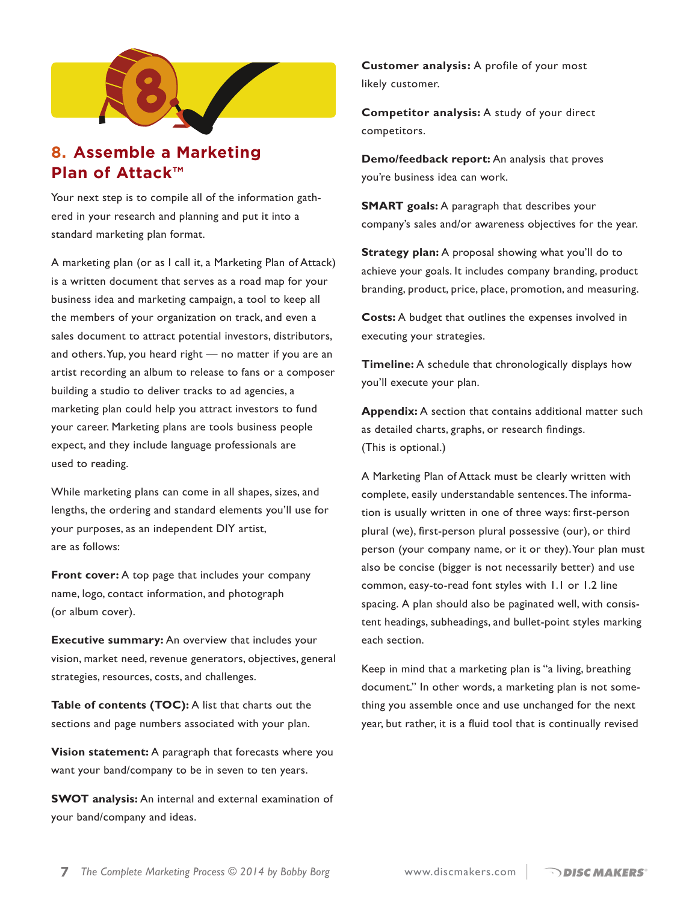## 8. Assemble a Marketing Plan of Attack™

Your next step is to compile all of the information gathered in your research and planning and put it into a standard marketing plan format.

A marketing plan (or as I call it, a Marketing Plan of Attack) is a written document that serves as a road map for your business idea and marketing campaign, a tool to keep all the members of your organization on track, and even a sales document to attract potential investors, distributors, and others. Yup, you heard right — no matter if you are an artist recording an album to release to fans or a composer building a studio to deliver tracks to ad agencies, a marketing plan could help you attract investors to fund your career. Marketing plans are tools business people expect, and they include language professionals are used to reading.

While marketing plans can come in all shapes, sizes, and lengths, the ordering and standard elements you'll use for your purposes, as an independent DIY artist, are as follows:

**Front cover:** A top page that includes your company name, logo, contact information, and photograph (or album cover).

**Executive summary:** An overview that includes your vision, market need, revenue generators, objectives, general strategies, resources, costs, and challenges.

**Table of contents (TOC):** A list that charts out the sections and page numbers associated with your plan.

**Vision statement:** A paragraph that forecasts where you want your band/company to be in seven to ten years.

**SWOT analysis:** An internal and external examination of your band/company and ideas.

**Customer analysis:** A profile of your most likely customer.

**Competitor analysis:** A study of your direct competitors.

**Demo/feedback report:** An analysis that proves you're business idea can work.

**SMART goals:** A paragraph that describes your company's sales and/or awareness objectives for the year.

**Strategy plan:** A proposal showing what you'll do to achieve your goals. It includes company branding, product branding, product, price, place, promotion, and measuring.

**Costs:** A budget that outlines the expenses involved in executing your strategies.

**Timeline:** A schedule that chronologically displays how you'll execute your plan.

**Appendix:** A section that contains additional matter such as detailed charts, graphs, or research findings. (This is optional.)

A Marketing Plan of Attack must be clearly written with complete, easily understandable sentences. The information is usually written in one of three ways: first-person plural (we), first-person plural possessive (our), or third person (your company name, or it or they). Your plan must also be concise (bigger is not necessarily better) and use common, easy-to-read font styles with 1.1 or 1.2 line spacing. A plan should also be paginated well, with consistent headings, subheadings, and bullet-point styles marking each section.

Keep in mind that a marketing plan is "a living, breathing document." In other words, a marketing plan is not something you assemble once and use unchanged for the next year, but rather, it is a fluid tool that is continually revised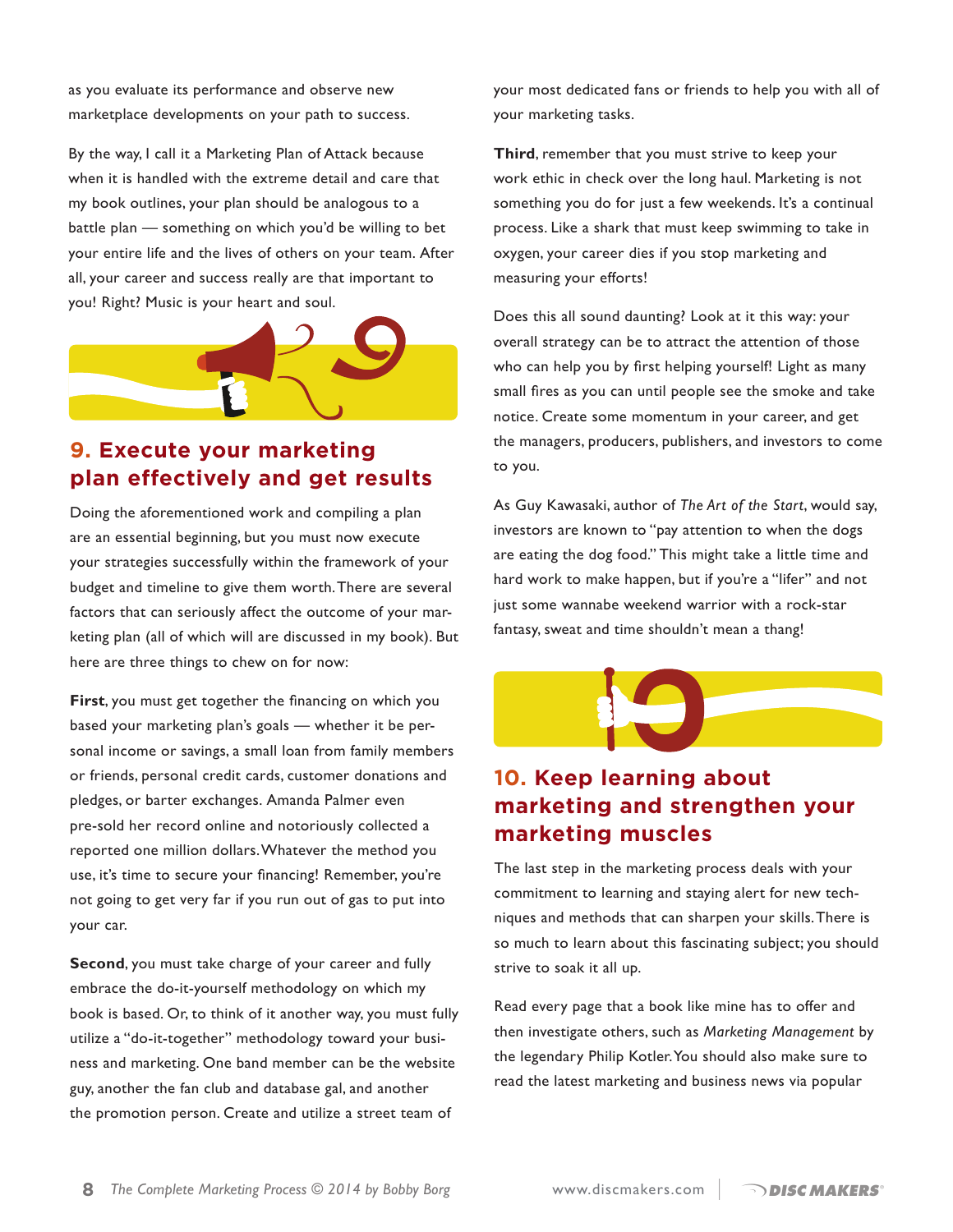as you evaluate its performance and observe new marketplace developments on your path to success.

By the way, I call it a Marketing Plan of Attack because when it is handled with the extreme detail and care that my book outlines, your plan should be analogous to a battle plan — something on which you'd be willing to bet your entire life and the lives of others on your team. After all, your career and success really are that important to you! Right? Music is your heart and soul.

## 9. Execute your marketing plan effectively and get results

Doing the aforementioned work and compiling a plan are an essential beginning, but you must now execute your strategies successfully within the framework of your budget and timeline to give them worth. There are several factors that can seriously affect the outcome of your marketing plan (all of which will are discussed in my book). But here are three things to chew on for now:

**First**, you must get together the financing on which you based your marketing plan's goals — whether it be personal income or savings, a small loan from family members or friends, personal credit cards, customer donations and pledges, or barter exchanges. Amanda Palmer even pre-sold her record online and notoriously collected a reported one million dollars. Whatever the method you use, it's time to secure your financing! Remember, you're not going to get very far if you run out of gas to put into your car.

**Second**, you must take charge of your career and fully embrace the do-it-yourself methodology on which my book is based. Or, to think of it another way, you must fully utilize a "do-it-together" methodology toward your business and marketing. One band member can be the website guy, another the fan club and database gal, and another the promotion person. Create and utilize a street team of your most dedicated fans or friends to help you with all of your marketing tasks.

**Third**, remember that you must strive to keep your work ethic in check over the long haul. Marketing is not something you do for just a few weekends. It's a continual process. Like a shark that must keep swimming to take in oxygen, your career dies if you stop marketing and measuring your efforts!

Does this all sound daunting? Look at it this way: your overall strategy can be to attract the attention of those who can help you by first helping yourself! Light as many small fires as you can until people see the smoke and take notice. Create some momentum in your career, and get the managers, producers, publishers, and investors to come to you.

As Guy Kawasaki, author of *The Art of the Start*, would say, investors are known to "pay attention to when the dogs are eating the dog food." This might take a little time and hard work to make happen, but if you're a "lifer" and not just some wannabe weekend warrior with a rock-star fantasy, sweat and time shouldn't mean a thang!

## 10. Keep learning about marketing and strengthen your marketing muscles

The last step in the marketing process deals with your commitment to learning and staying alert for new techniques and methods that can sharpen your skills. There is so much to learn about this fascinating subject; you should strive to soak it all up.

Read every page that a book like mine has to offer and then investigate others, such as *Marketing Management* by the legendary Philip Kotler. You should also make sure to read the latest marketing and business news via popular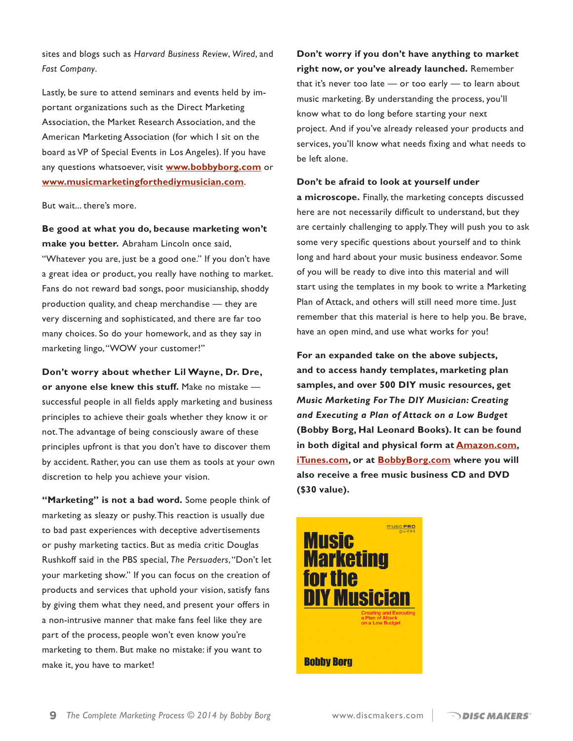sites and blogs such as *Harvard Business Review*, *Wired*, and *Fast Company*.

Lastly, be sure to attend seminars and events held by important organizations such as the Direct Marketing Association, the Market Research Association, and the American Marketing Association (for which I sit on the board as VP of Special Events in Los Angeles). If you have any questions whatsoever, visit **www.bobbyborg.com** or **www.musicmarketingforthediymusician.com**.

But wait... there's more.

**Be good at what you do, because marketing won't make you better.** Abraham Lincoln once said, "Whatever you are, just be a good one." If you don't have a great idea or product, you really have nothing to market. Fans do not reward bad songs, poor musicianship, shoddy production quality, and cheap merchandise — they are very discerning and sophisticated, and there are far too many choices. So do your homework, and as they say in marketing lingo, "WOW your customer!"

**Don't worry about whether Lil Wayne, Dr. Dre, or anyone else knew this stuff.** Make no mistake — successful people in all fields apply marketing and business principles to achieve their goals whether they know it or not. The advantage of being consciously aware of these principles upfront is that you don't have to discover them by accident. Rather, you can use them as tools at your own discretion to help you achieve your vision.

**"Marketing" is not a bad word.** Some people think of marketing as sleazy or pushy. This reaction is usually due to bad past experiences with deceptive advertisements or pushy marketing tactics. But as media critic Douglas Rushkoff said in the PBS special, *The Persuaders*, "Don't let your marketing show." If you can focus on the creation of products and services that uphold your vision, satisfy fans by giving them what they need, and present your offers in a non-intrusive manner that make fans feel like they are part of the process, people won't even know you're marketing to them. But make no mistake: if you want to make it, you have to market!

**Don't worry if you don't have anything to market right now, or you've already launched.** Remember that it's never too late — or too early — to learn about music marketing. By understanding the process, you'll know what to do long before starting your next project. And if you've already released your products and services, you'll know what needs fixing and what needs to be left alone.

**Don't be afraid to look at yourself under a microscope.** Finally, the marketing concepts discussed here are not necessarily difficult to understand, but they are certainly challenging to apply. They will push you to ask some very specific questions about yourself and to think long and hard about your music business endeavor. Some of you will be ready to dive into this material and will start using the templates in my book to write a Marketing Plan of Attack, and others will still need more time. Just remember that this material is here to help you. Be brave, have an open mind, and use what works for you!

**For an expanded take on the above subjects, and to access handy templates, marketing plan samples, and over 500 DIY music resources, get *Music Marketing For The DIY Musician: Creating and Executing a Plan of Attack on a Low Budget* (Bobby Borg, Hal Leonard Books). It can be found in both digital and physical form at Amazon.com, iTunes.com, or at BobbyBorg.com where you will also receive a free music business CD and DVD ($30 value).**

music PRO guides

Music Marketing for the DIY Musician

Creating and Executing a Plan of Attack on a Low Budget

Bobby Borg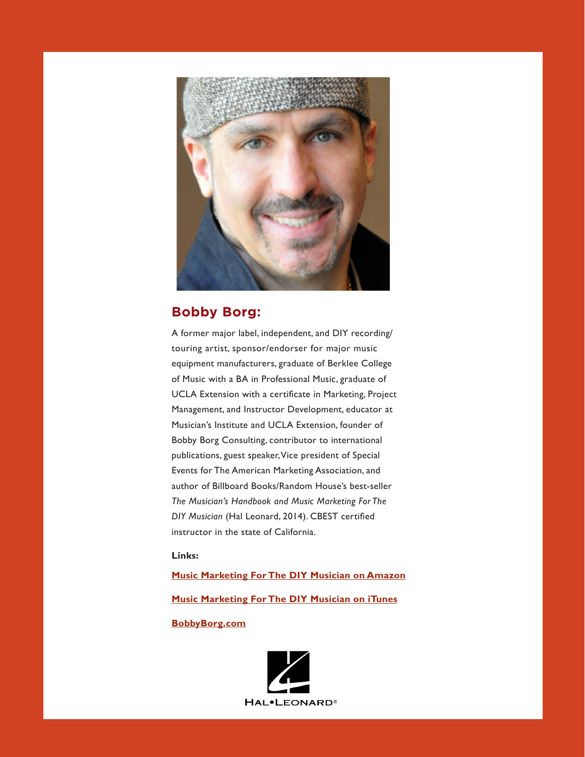## Bobby Borg:

A former major label, independent, and DIY recording/touring artist, sponsor/endorser for major music equipment manufacturers, graduate of Berklee College of Music with a BA in Professional Music, graduate of UCLA Extension with a certificate in Marketing, Project Management, and Instructor Development, educator at Musician's Institute and UCLA Extension, founder of Bobby Borg Consulting, contributor to international publications, guest speaker, Vice president of Special Events for The American Marketing Association, and author of Billboard Books/Random House's best-seller *The Musician's Handbook and Music Marketing For The DIY Musician* (Hal Leonard, 2014). CBEST certified instructor in the state of California.

**Links:**

**Music Marketing For The DIY Musician on Amazon**

**Music Marketing For The DIY Musician on iTunes**

**BobbyBorg.com**

HAL•LEONARD®